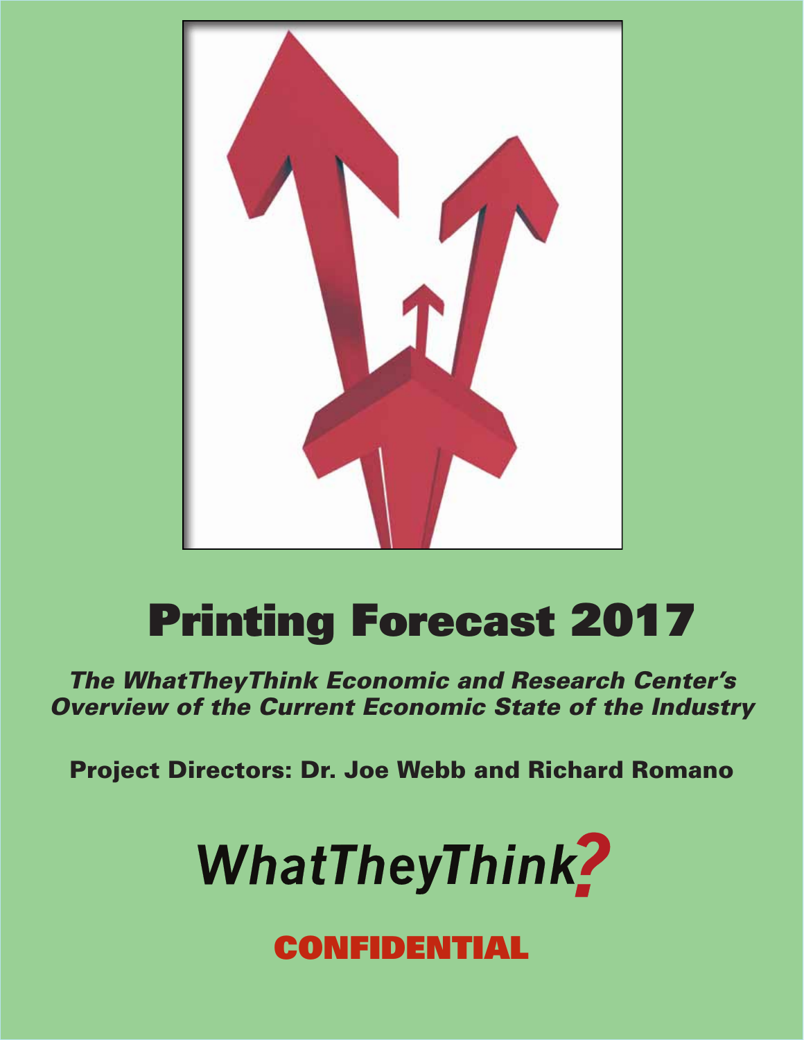# Printing Forecast 2017

***The WhatTheyThink Economic and Research Center's Overview of the Current Economic State of the Industry***

**Project Directors: Dr. Joe Webb and Richard Romano**

WhatTheyThink?

**CONFIDENTIAL**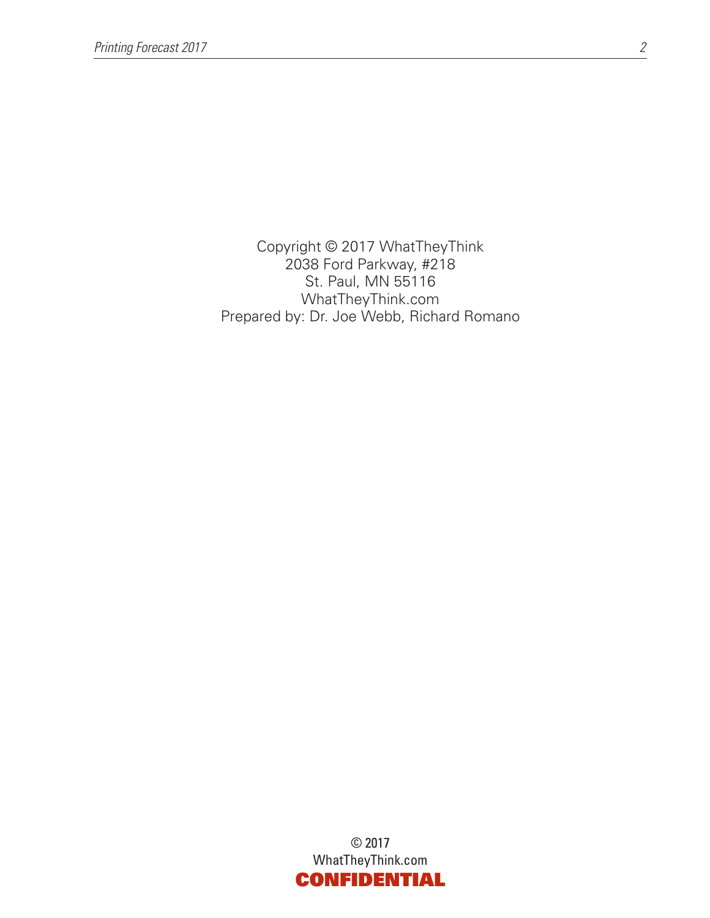Copyright © 2017 WhatTheyThink
2038 Ford Parkway, #218
St. Paul, MN 55116
WhatTheyThink.com
Prepared by: Dr. Joe Webb, Richard Romano

© 2017
WhatTheyThink.com
**CONFIDENTIAL**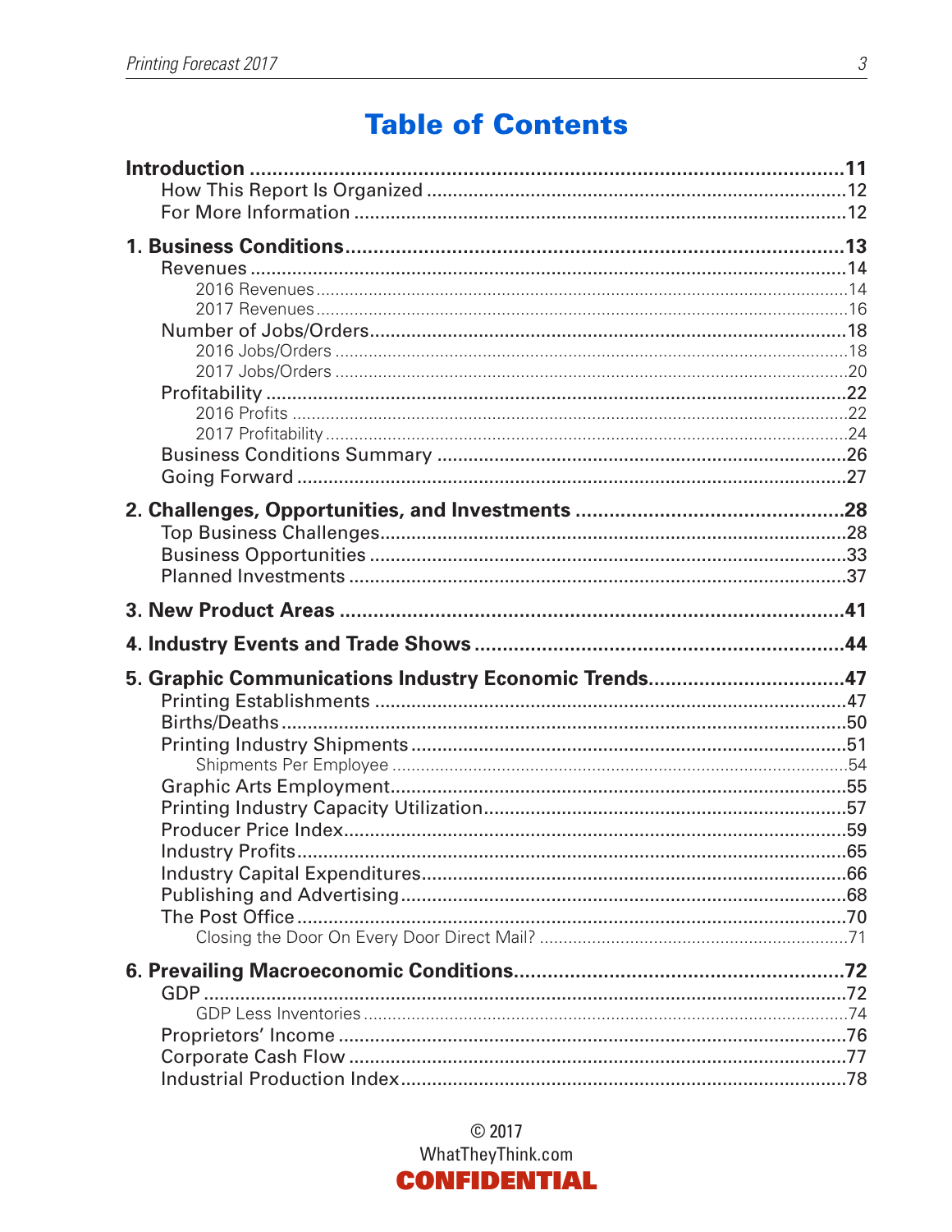# Table of Contents

**Introduction** ..... 11
- How This Report Is Organized ..... 12
- For More Information ..... 12

**1. Business Conditions** ..... 13
- Revenues ..... 14
  - 2016 Revenues ..... 14
  - 2017 Revenues ..... 16
- Number of Jobs/Orders ..... 18
  - 2016 Jobs/Orders ..... 18
  - 2017 Jobs/Orders ..... 20
- Profitability ..... 22
  - 2016 Profits ..... 22
  - 2017 Profitability ..... 24
- Business Conditions Summary ..... 26
- Going Forward ..... 27

**2. Challenges, Opportunities, and Investments** ..... 28
- Top Business Challenges ..... 28
- Business Opportunities ..... 33
- Planned Investments ..... 37

**3. New Product Areas** ..... 41

**4. Industry Events and Trade Shows** ..... 44

**5. Graphic Communications Industry Economic Trends** ..... 47
- Printing Establishments ..... 47
- Births/Deaths ..... 50
- Printing Industry Shipments ..... 51
  - Shipments Per Employee ..... 54
- Graphic Arts Employment ..... 55
- Printing Industry Capacity Utilization ..... 57
- Producer Price Index ..... 59
- Industry Profits ..... 65
- Industry Capital Expenditures ..... 66
- Publishing and Advertising ..... 68
- The Post Office ..... 70
  - Closing the Door On Every Door Direct Mail? ..... 71

**6. Prevailing Macroeconomic Conditions** ..... 72
- GDP ..... 72
  - GDP Less Inventories ..... 74
- Proprietors' Income ..... 76
- Corporate Cash Flow ..... 77
- Industrial Production Index ..... 78

© 2017
WhatTheyThink.com
**CONFIDENTIAL**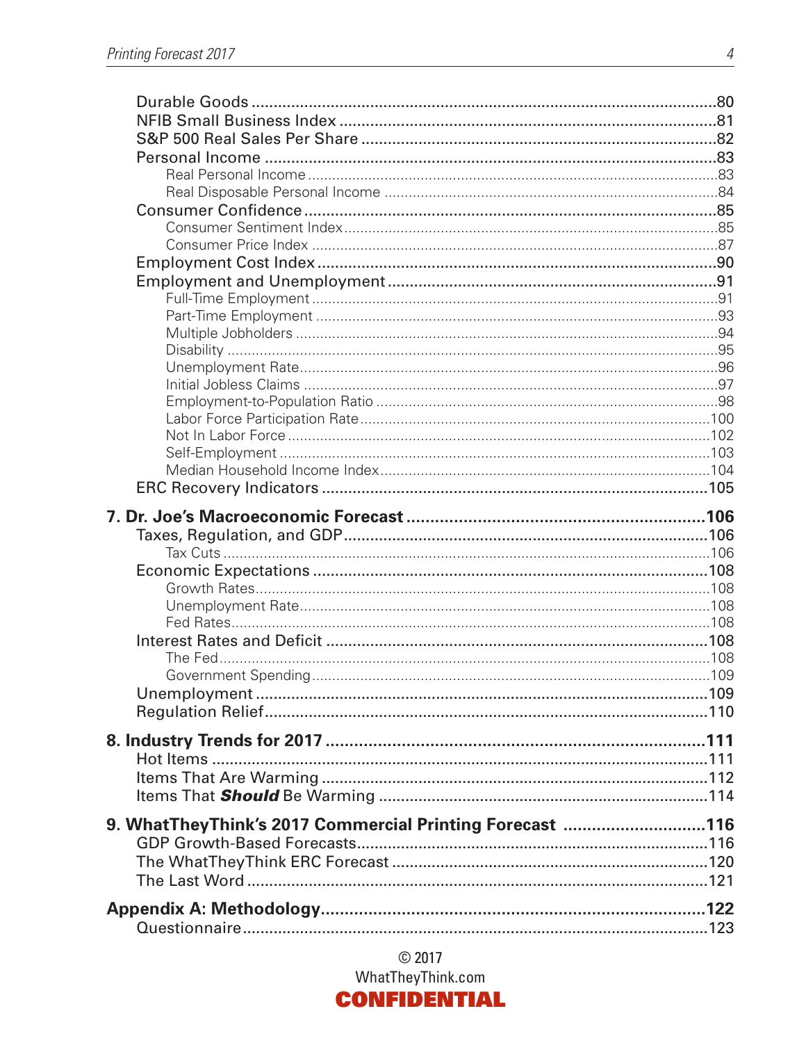- Durable Goods ....................................................................................................80
- NFIB Small Business Index ..................................................................................81
- S&P 500 Real Sales Per Share ..............................................................................82
- Personal Income ...................................................................................................83
  - Real Personal Income ..........................................................................................83
  - Real Disposable Personal Income .........................................................................84
- Consumer Confidence ...........................................................................................85
  - Consumer Sentiment Index ...................................................................................85
  - Consumer Price Index ...........................................................................................87
- Employment Cost Index ........................................................................................90
- Employment and Unemployment ...........................................................................91
  - Full-Time Employment ..........................................................................................91
  - Part-Time Employment .........................................................................................93
  - Multiple Jobholders ..............................................................................................94
  - Disability .............................................................................................................95
  - Unemployment Rate .............................................................................................96
  - Initial Jobless Claims ...........................................................................................97
  - Employment-to-Population Ratio ..........................................................................98
  - Labor Force Participation Rate ...........................................................................100
  - Not In Labor Force .............................................................................................102
  - Self-Employment ................................................................................................103
  - Median Household Income Index .........................................................................104
- ERC Recovery Indicators ....................................................................................105

**7. Dr. Joe's Macroeconomic Forecast ...............................................................106**

- Taxes, Regulation, and GDP .................................................................................106
  - Tax Cuts ............................................................................................................106
- Economic Expectations ........................................................................................108
  - Growth Rates ......................................................................................................108
  - Unemployment Rate ............................................................................................108
  - Fed Rates ...........................................................................................................108
- Interest Rates and Deficit ....................................................................................108
  - The Fed .............................................................................................................108
  - Government Spending .........................................................................................109
- Unemployment ....................................................................................................109
- Regulation Relief .................................................................................................110

**8. Industry Trends for 2017 .............................................................................111**

- Hot Items ...........................................................................................................111
- Items That Are Warming ......................................................................................112
- Items That ***Should*** Be Warming ...........................................................................114

**9. WhatTheyThink's 2017 Commercial Printing Forecast ....................................116**

- GDP Growth-Based Forecasts ..............................................................................116
- The WhatTheyThink ERC Forecast .......................................................................120
- The Last Word ....................................................................................................121

**Appendix A: Methodology ................................................................................122**

- Questionnaire .....................................................................................................123

© 2017
WhatTheyThink.com
**CONFIDENTIAL**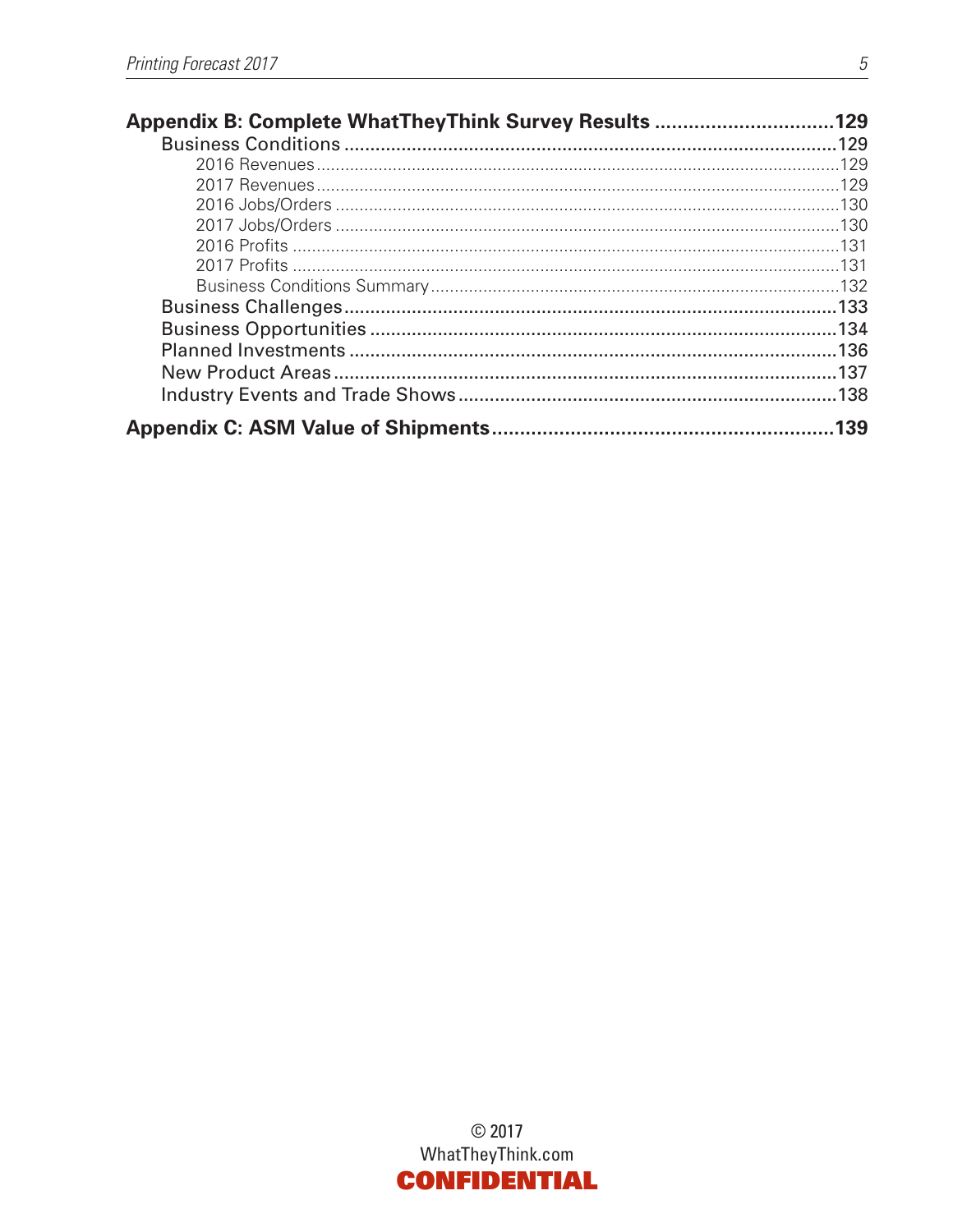**Appendix B: Complete WhatTheyThink Survey Results ................................129**

- Business Conditions ................................................................................................129
  - 2016 Revenues ................................................................................................129
  - 2017 Revenues ................................................................................................129
  - 2016 Jobs/Orders ................................................................................................130
  - 2017 Jobs/Orders ................................................................................................130
  - 2016 Profits ................................................................................................131
  - 2017 Profits ................................................................................................131
  - Business Conditions Summary ................................................................................................132
- Business Challenges ................................................................................................133
- Business Opportunities ................................................................................................134
- Planned Investments ................................................................................................136
- New Product Areas ................................................................................................137
- Industry Events and Trade Shows ................................................................................................138

**Appendix C: ASM Value of Shipments ................................................................................................139**

© 2017
WhatTheyThink.com
CONFIDENTIAL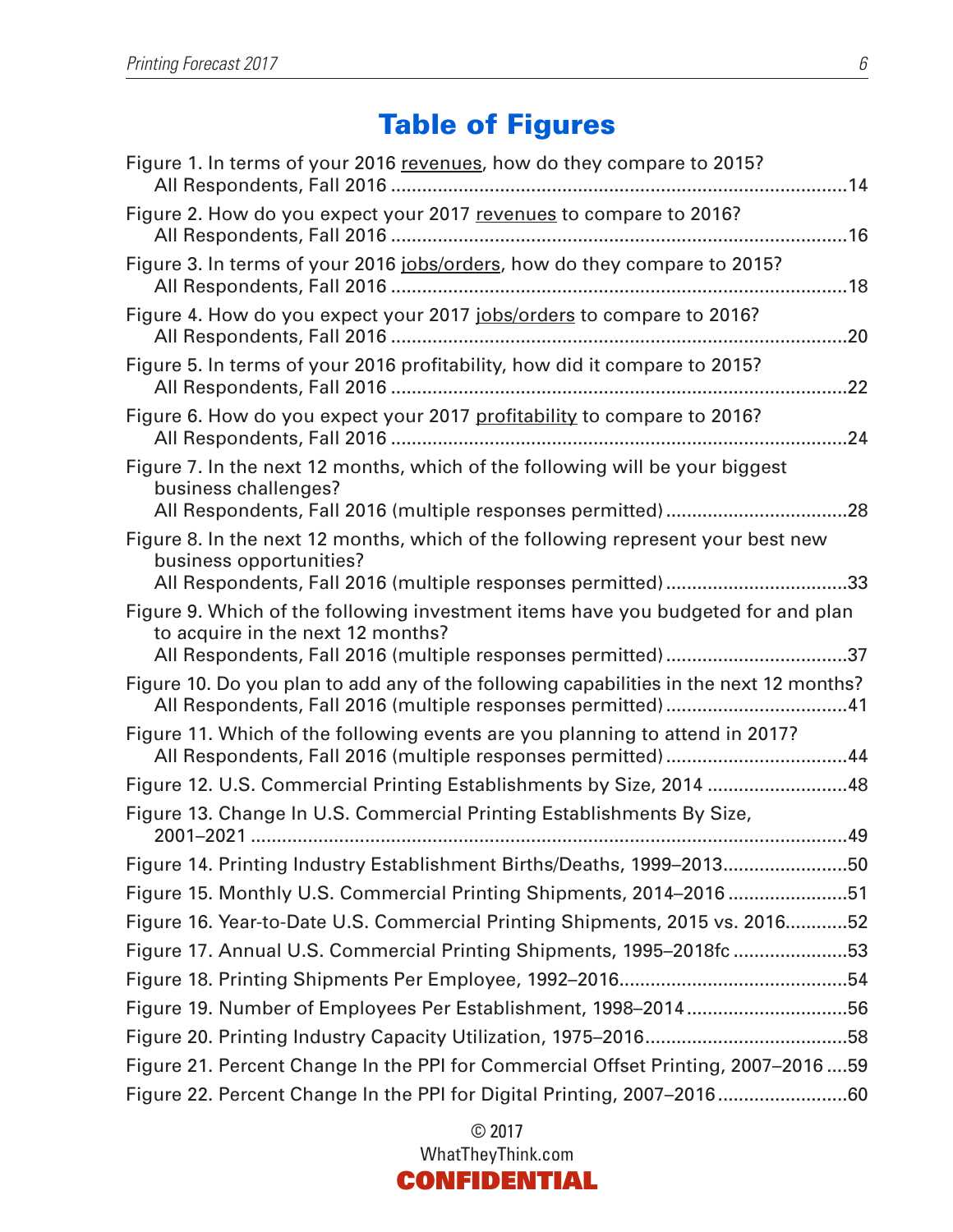# Table of Figures

Figure 1. In terms of your 2016 <u>revenues</u>, how do they compare to 2015? All Respondents, Fall 2016 ........................................................................................14

Figure 2. How do you expect your 2017 <u>revenues</u> to compare to 2016? All Respondents, Fall 2016 ........................................................................................16

Figure 3. In terms of your 2016 <u>jobs/orders</u>, how do they compare to 2015? All Respondents, Fall 2016 ........................................................................................18

Figure 4. How do you expect your 2017 <u>jobs/orders</u> to compare to 2016? All Respondents, Fall 2016 ........................................................................................20

Figure 5. In terms of your 2016 profitability, how did it compare to 2015? All Respondents, Fall 2016 ........................................................................................22

Figure 6. How do you expect your 2017 <u>profitability</u> to compare to 2016? All Respondents, Fall 2016 ........................................................................................24

Figure 7. In the next 12 months, which of the following will be your biggest business challenges? All Respondents, Fall 2016 (multiple responses permitted) ..................................28

Figure 8. In the next 12 months, which of the following represent your best new business opportunities? All Respondents, Fall 2016 (multiple responses permitted) ..................................33

Figure 9. Which of the following investment items have you budgeted for and plan to acquire in the next 12 months? All Respondents, Fall 2016 (multiple responses permitted) ..................................37

Figure 10. Do you plan to add any of the following capabilities in the next 12 months? All Respondents, Fall 2016 (multiple responses permitted) ..................................41

Figure 11. Which of the following events are you planning to attend in 2017? All Respondents, Fall 2016 (multiple responses permitted) ..................................44

Figure 12. U.S. Commercial Printing Establishments by Size, 2014 ..........................48

Figure 13. Change In U.S. Commercial Printing Establishments By Size, 2001–2021 ..................................................................................................................49

Figure 14. Printing Industry Establishment Births/Deaths, 1999–2013........................50

Figure 15. Monthly U.S. Commercial Printing Shipments, 2014–2016 .......................51

Figure 16. Year-to-Date U.S. Commercial Printing Shipments, 2015 vs. 2016............52

Figure 17. Annual U.S. Commercial Printing Shipments, 1995–2018fc ......................53

Figure 18. Printing Shipments Per Employee, 1992–2016...........................................54

Figure 19. Number of Employees Per Establishment, 1998–2014 ...............................56

Figure 20. Printing Industry Capacity Utilization, 1975–2016.......................................58

Figure 21. Percent Change In the PPI for Commercial Offset Printing, 2007–2016 ....59

Figure 22. Percent Change In the PPI for Digital Printing, 2007–2016 .........................60

© 2017
WhatTheyThink.com
**CONFIDENTIAL**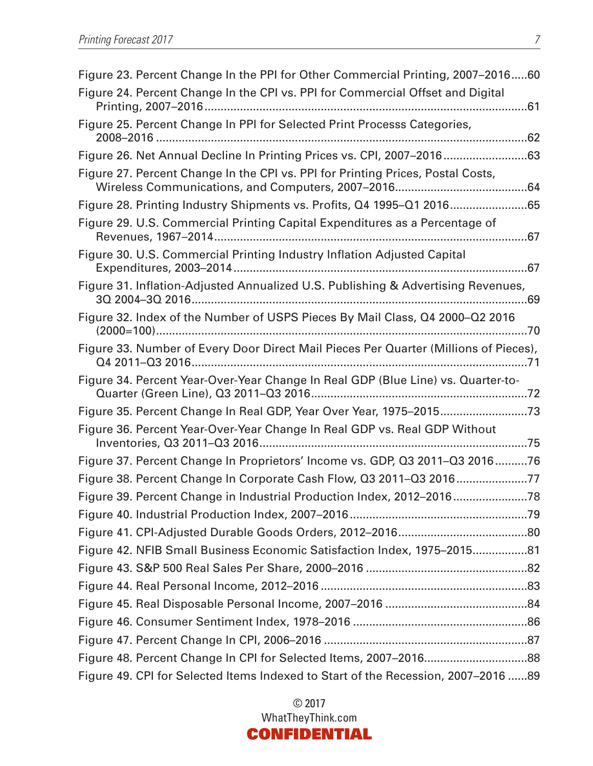Figure 23. Percent Change In the PPI for Other Commercial Printing, 2007–2016.....60

Figure 24. Percent Change In the CPI vs. PPI for Commercial Offset and Digital Printing, 2007–2016.....61

Figure 25. Percent Change In PPI for Selected Print Processs Categories, 2008–2016.....62

Figure 26. Net Annual Decline In Printing Prices vs. CPI, 2007–2016.....63

Figure 27. Percent Change In the CPI vs. PPI for Printing Prices, Postal Costs, Wireless Communications, and Computers, 2007–2016.....64

Figure 28. Printing Industry Shipments vs. Profits, Q4 1995–Q1 2016.....65

Figure 29. U.S. Commercial Printing Capital Expenditures as a Percentage of Revenues, 1967–2014.....67

Figure 30. U.S. Commercial Printing Industry Inflation Adjusted Capital Expenditures, 2003–2014.....67

Figure 31. Inflation-Adjusted Annualized U.S. Publishing & Advertising Revenues, 3Q 2004–3Q 2016.....69

Figure 32. Index of the Number of USPS Pieces By Mail Class, Q4 2000–Q2 2016 (2000=100).....70

Figure 33. Number of Every Door Direct Mail Pieces Per Quarter (Millions of Pieces), Q4 2011–Q3 2016.....71

Figure 34. Percent Year-Over-Year Change In Real GDP (Blue Line) vs. Quarter-to-Quarter (Green Line), Q3 2011–Q3 2016.....72

Figure 35. Percent Change In Real GDP, Year Over Year, 1975–2015.....73

Figure 36. Percent Year-Over-Year Change In Real GDP vs. Real GDP Without Inventories, Q3 2011–Q3 2016.....75

Figure 37. Percent Change In Proprietors' Income vs. GDP, Q3 2011–Q3 2016.....76

Figure 38. Percent Change In Corporate Cash Flow, Q3 2011–Q3 2016.....77

Figure 39. Percent Change in Industrial Production Index, 2012–2016.....78

Figure 40. Industrial Production Index, 2007–2016.....79

Figure 41. CPI-Adjusted Durable Goods Orders, 2012–2016.....80

Figure 42. NFIB Small Business Economic Satisfaction Index, 1975–2015.....81

Figure 43. S&P 500 Real Sales Per Share, 2000–2016.....82

Figure 44. Real Personal Income, 2012–2016.....83

Figure 45. Real Disposable Personal Income, 2007–2016.....84

Figure 46. Consumer Sentiment Index, 1978–2016.....86

Figure 47. Percent Change In CPI, 2006–2016.....87

Figure 48. Percent Change In CPI for Selected Items, 2007–2016.....88

Figure 49. CPI for Selected Items Indexed to Start of the Recession, 2007–2016.....89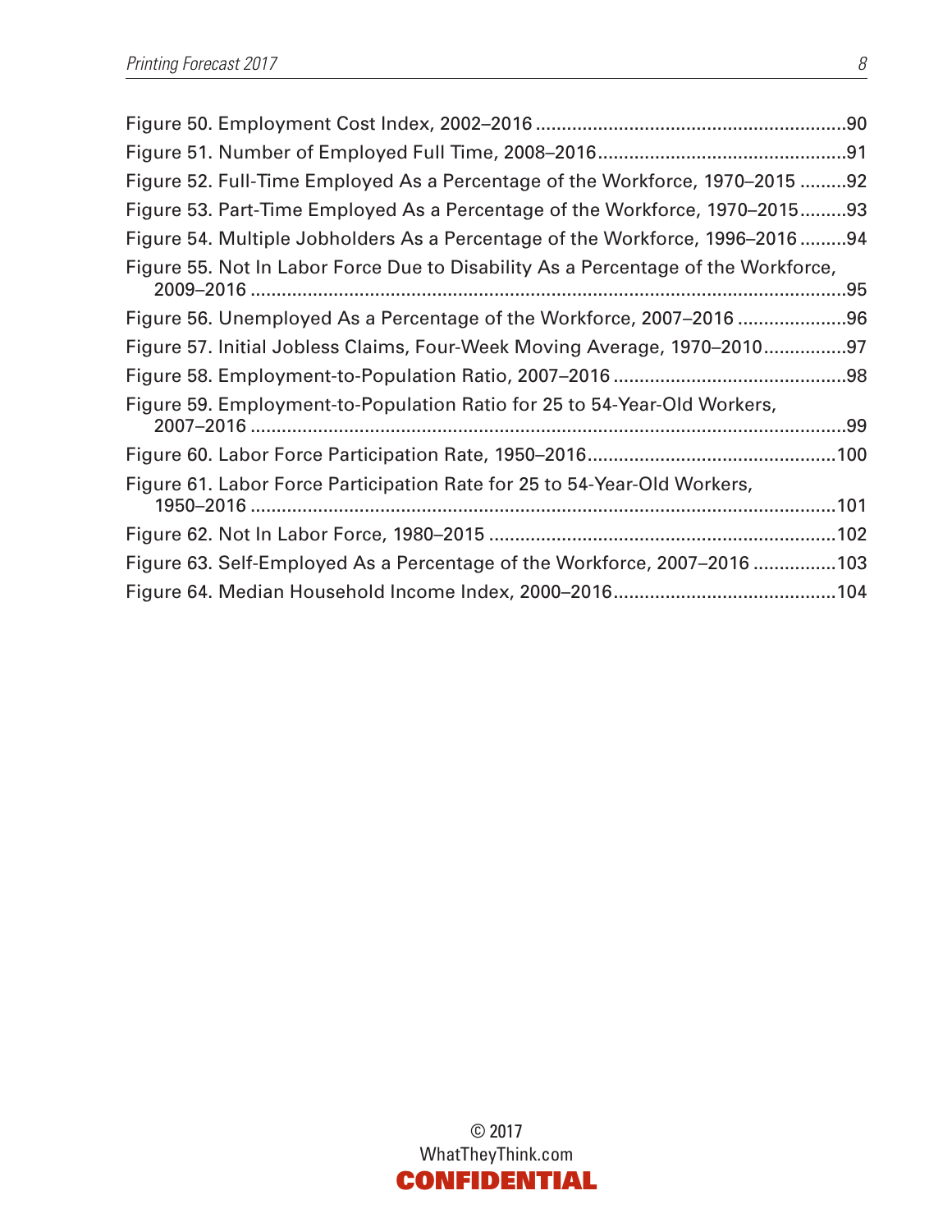Figure 50. Employment Cost Index, 2002–2016 ....................................................................90
Figure 51. Number of Employed Full Time, 2008–2016.......................................................91
Figure 52. Full-Time Employed As a Percentage of the Workforce, 1970–2015 .........92
Figure 53. Part-Time Employed As a Percentage of the Workforce, 1970–2015.........93
Figure 54. Multiple Jobholders As a Percentage of the Workforce, 1996–2016 .........94
Figure 55. Not In Labor Force Due to Disability As a Percentage of the Workforce, 2009–2016 ...................................................................................................................95
Figure 56. Unemployed As a Percentage of the Workforce, 2007–2016 .....................96
Figure 57. Initial Jobless Claims, Four-Week Moving Average, 1970–2010................97
Figure 58. Employment-to-Population Ratio, 2007–2016 ..............................................98
Figure 59. Employment-to-Population Ratio for 25 to 54-Year-Old Workers, 2007–2016 ...................................................................................................................99
Figure 60. Labor Force Participation Rate, 1950–2016................................................100
Figure 61. Labor Force Participation Rate for 25 to 54-Year-Old Workers, 1950–2016 ..................................................................................................................101
Figure 62. Not In Labor Force, 1980–2015 ...................................................................102
Figure 63. Self-Employed As a Percentage of the Workforce, 2007–2016 ................103
Figure 64. Median Household Income Index, 2000–2016...........................................104

© 2017
WhatTheyThink.com
**CONFIDENTIAL**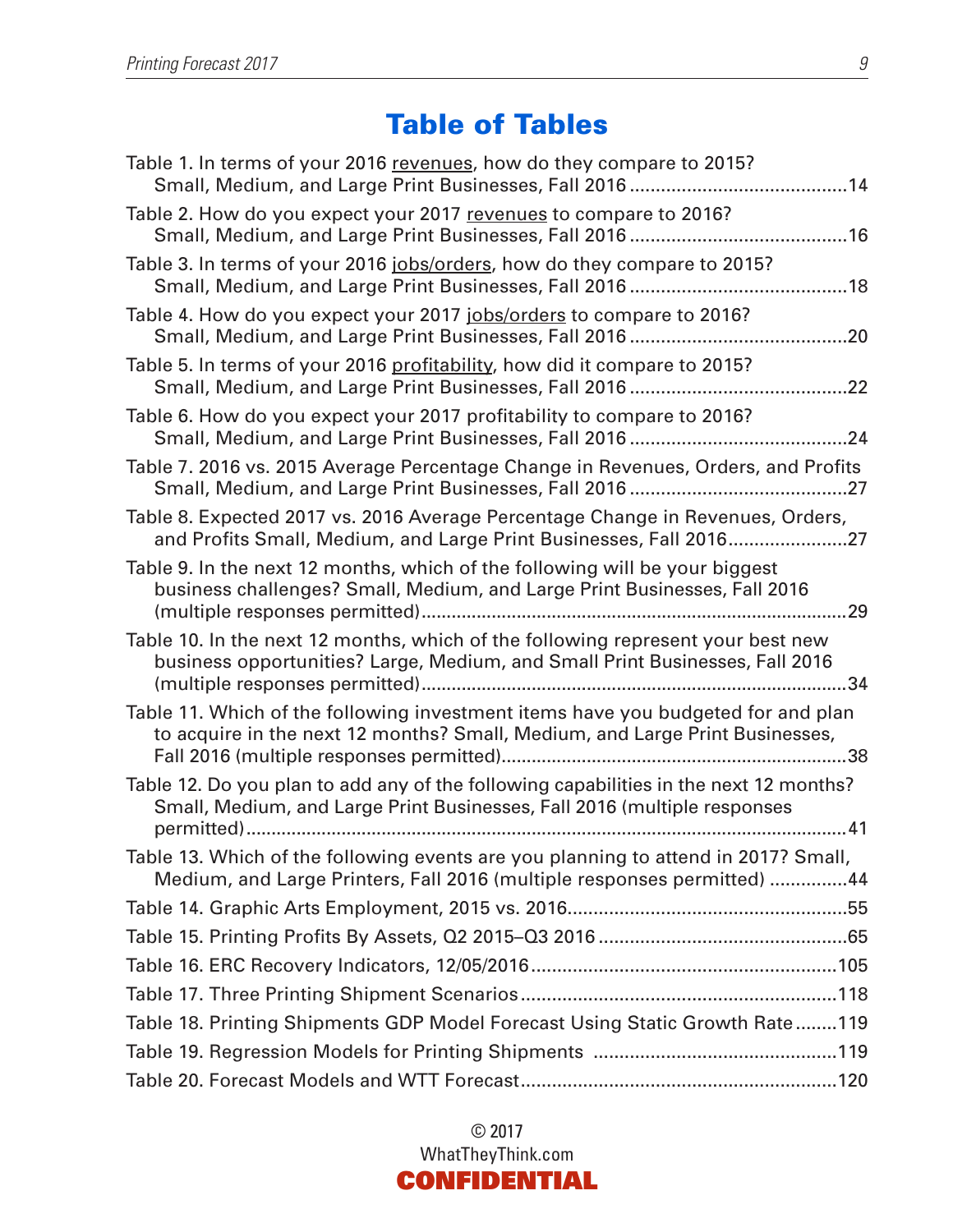# Table of Tables

Table 1. In terms of your 2016 revenues, how do they compare to 2015? Small, Medium, and Large Print Businesses, Fall 2016 .......... 14

Table 2. How do you expect your 2017 revenues to compare to 2016? Small, Medium, and Large Print Businesses, Fall 2016 .......... 16

Table 3. In terms of your 2016 jobs/orders, how do they compare to 2015? Small, Medium, and Large Print Businesses, Fall 2016 .......... 18

Table 4. How do you expect your 2017 jobs/orders to compare to 2016? Small, Medium, and Large Print Businesses, Fall 2016 .......... 20

Table 5. In terms of your 2016 profitability, how did it compare to 2015? Small, Medium, and Large Print Businesses, Fall 2016 .......... 22

Table 6. How do you expect your 2017 profitability to compare to 2016? Small, Medium, and Large Print Businesses, Fall 2016 .......... 24

Table 7. 2016 vs. 2015 Average Percentage Change in Revenues, Orders, and Profits Small, Medium, and Large Print Businesses, Fall 2016 .......... 27

Table 8. Expected 2017 vs. 2016 Average Percentage Change in Revenues, Orders, and Profits Small, Medium, and Large Print Businesses, Fall 2016 .......... 27

Table 9. In the next 12 months, which of the following will be your biggest business challenges? Small, Medium, and Large Print Businesses, Fall 2016 (multiple responses permitted) .......... 29

Table 10. In the next 12 months, which of the following represent your best new business opportunities? Large, Medium, and Small Print Businesses, Fall 2016 (multiple responses permitted) .......... 34

Table 11. Which of the following investment items have you budgeted for and plan to acquire in the next 12 months? Small, Medium, and Large Print Businesses, Fall 2016 (multiple responses permitted) .......... 38

Table 12. Do you plan to add any of the following capabilities in the next 12 months? Small, Medium, and Large Print Businesses, Fall 2016 (multiple responses permitted) .......... 41

Table 13. Which of the following events are you planning to attend in 2017? Small, Medium, and Large Printers, Fall 2016 (multiple responses permitted) .......... 44

Table 14. Graphic Arts Employment, 2015 vs. 2016 .......... 55

Table 15. Printing Profits By Assets, Q2 2015–Q3 2016 .......... 65

Table 16. ERC Recovery Indicators, 12/05/2016 .......... 105

Table 17. Three Printing Shipment Scenarios .......... 118

Table 18. Printing Shipments GDP Model Forecast Using Static Growth Rate .......... 119

Table 19. Regression Models for Printing Shipments .......... 119

Table 20. Forecast Models and WTT Forecast .......... 120

© 2017
WhatTheyThink.com
**CONFIDENTIAL**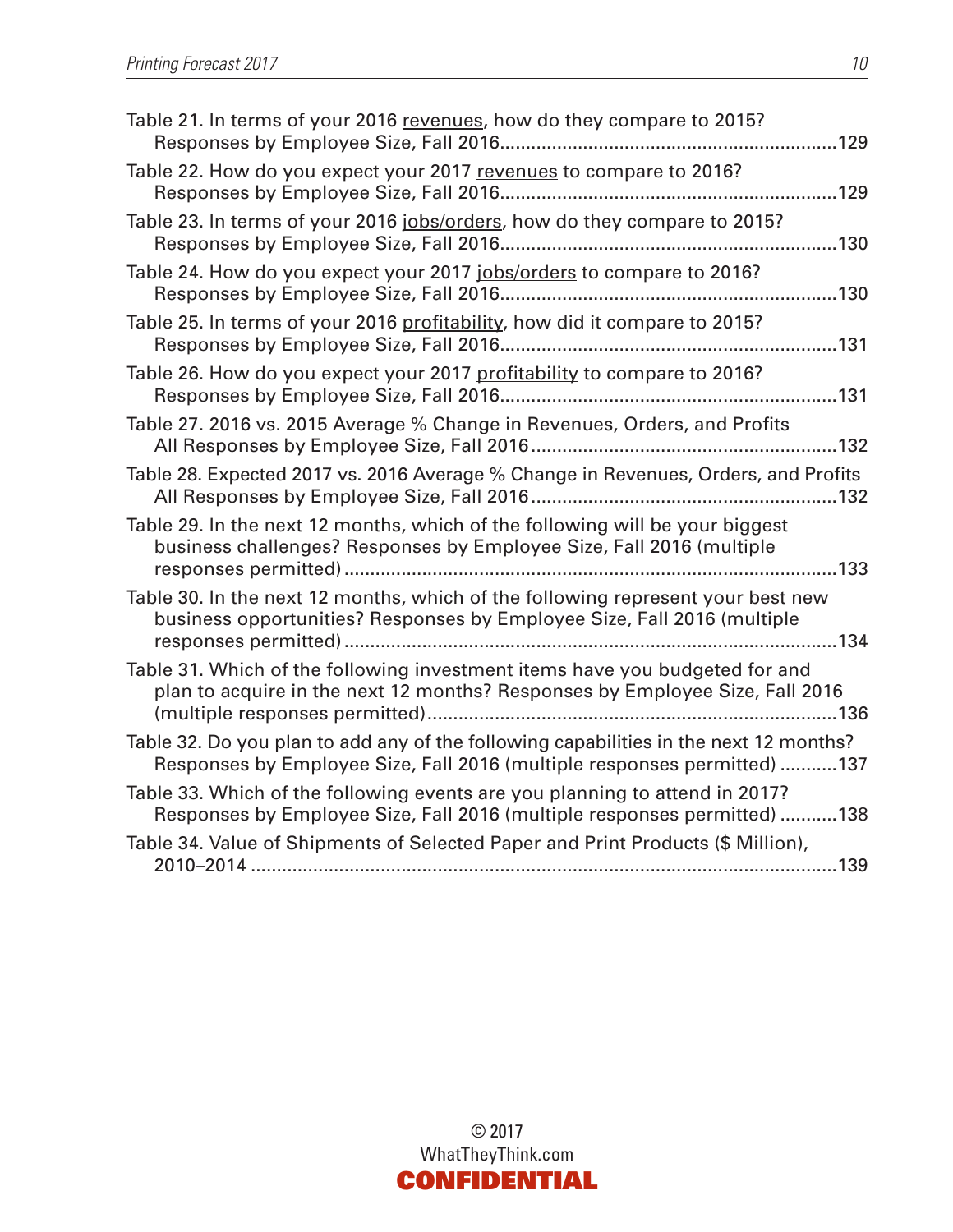Table 21. In terms of your 2016 revenues, how do they compare to 2015? Responses by Employee Size, Fall 2016 ....129

Table 22. How do you expect your 2017 revenues to compare to 2016? Responses by Employee Size, Fall 2016 ....129

Table 23. In terms of your 2016 jobs/orders, how do they compare to 2015? Responses by Employee Size, Fall 2016 ....130

Table 24. How do you expect your 2017 jobs/orders to compare to 2016? Responses by Employee Size, Fall 2016 ....130

Table 25. In terms of your 2016 profitability, how did it compare to 2015? Responses by Employee Size, Fall 2016 ....131

Table 26. How do you expect your 2017 profitability to compare to 2016? Responses by Employee Size, Fall 2016 ....131

Table 27. 2016 vs. 2015 Average % Change in Revenues, Orders, and Profits All Responses by Employee Size, Fall 2016 ....132

Table 28. Expected 2017 vs. 2016 Average % Change in Revenues, Orders, and Profits All Responses by Employee Size, Fall 2016 ....132

Table 29. In the next 12 months, which of the following will be your biggest business challenges? Responses by Employee Size, Fall 2016 (multiple responses permitted) ....133

Table 30. In the next 12 months, which of the following represent your best new business opportunities? Responses by Employee Size, Fall 2016 (multiple responses permitted) ....134

Table 31. Which of the following investment items have you budgeted for and plan to acquire in the next 12 months? Responses by Employee Size, Fall 2016 (multiple responses permitted) ....136

Table 32. Do you plan to add any of the following capabilities in the next 12 months? Responses by Employee Size, Fall 2016 (multiple responses permitted) ....137

Table 33. Which of the following events are you planning to attend in 2017? Responses by Employee Size, Fall 2016 (multiple responses permitted) ....138

Table 34. Value of Shipments of Selected Paper and Print Products ($ Million), 2010–2014 ....139

© 2017
WhatTheyThink.com
**CONFIDENTIAL**